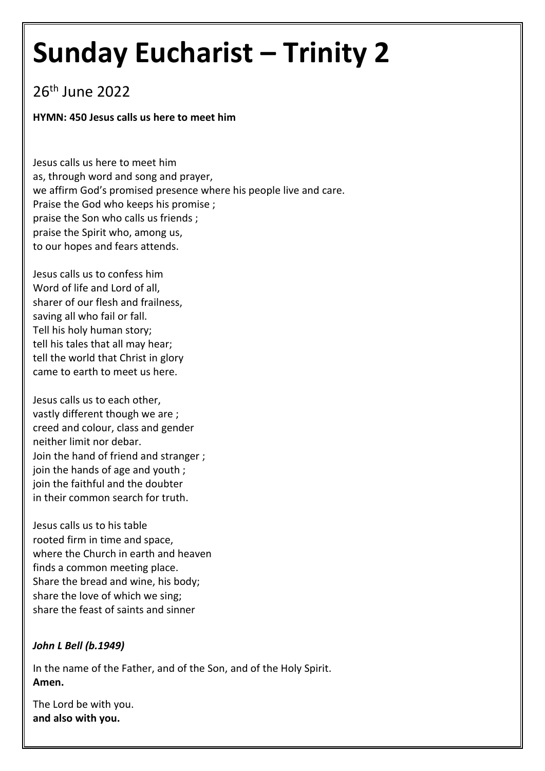# Sunday Eucharist – Trinity 2

26th June 2022

**HYMN: 450 Jesus calls us here to meet him**

Jesus calls us here to meet him
as, through word and song and prayer,
we affirm God's promised presence where his people live and care.
Praise the God who keeps his promise ;
praise the Son who calls us friends ;
praise the Spirit who, among us,
to our hopes and fears attends.

Jesus calls us to confess him
Word of life and Lord of all,
sharer of our flesh and frailness,
saving all who fail or fall.
Tell his holy human story;
tell his tales that all may hear;
tell the world that Christ in glory
came to earth to meet us here.

Jesus calls us to each other,
vastly different though we are ;
creed and colour, class and gender
neither limit nor debar.
Join the hand of friend and stranger ;
join the hands of age and youth ;
join the faithful and the doubter
in their common search for truth.

Jesus calls us to his table
rooted firm in time and space,
where the Church in earth and heaven
finds a common meeting place.
Share the bread and wine, his body;
share the love of which we sing;
share the feast of saints and sinner

***John L Bell (b.1949)***

In the name of the Father, and of the Son, and of the Holy Spirit.
**Amen.**

The Lord be with you.
**and also with you.**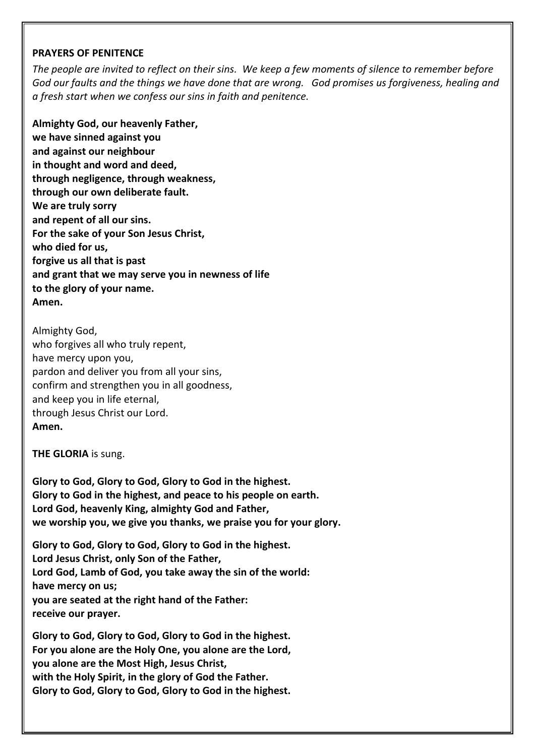**PRAYERS OF PENITENCE**

*The people are invited to reflect on their sins. We keep a few moments of silence to remember before God our faults and the things we have done that are wrong. God promises us forgiveness, healing and a fresh start when we confess our sins in faith and penitence.*

**Almighty God, our heavenly Father,**
**we have sinned against you**
**and against our neighbour**
**in thought and word and deed,**
**through negligence, through weakness,**
**through our own deliberate fault.**
**We are truly sorry**
**and repent of all our sins.**
**For the sake of your Son Jesus Christ,**
**who died for us,**
**forgive us all that is past**
**and grant that we may serve you in newness of life**
**to the glory of your name.**
**Amen.**

Almighty God,
who forgives all who truly repent,
have mercy upon you,
pardon and deliver you from all your sins,
confirm and strengthen you in all goodness,
and keep you in life eternal,
through Jesus Christ our Lord.
**Amen.**

**THE GLORIA** is sung.

**Glory to God, Glory to God, Glory to God in the highest.**
**Glory to God in the highest, and peace to his people on earth.**
**Lord God, heavenly King, almighty God and Father,**
**we worship you, we give you thanks, we praise you for your glory.**

**Glory to God, Glory to God, Glory to God in the highest.**
**Lord Jesus Christ, only Son of the Father,**
**Lord God, Lamb of God, you take away the sin of the world:**
**have mercy on us;**
**you are seated at the right hand of the Father:**
**receive our prayer.**

**Glory to God, Glory to God, Glory to God in the highest.**
**For you alone are the Holy One, you alone are the Lord,**
**you alone are the Most High, Jesus Christ,**
**with the Holy Spirit, in the glory of God the Father.**
**Glory to God, Glory to God, Glory to God in the highest.**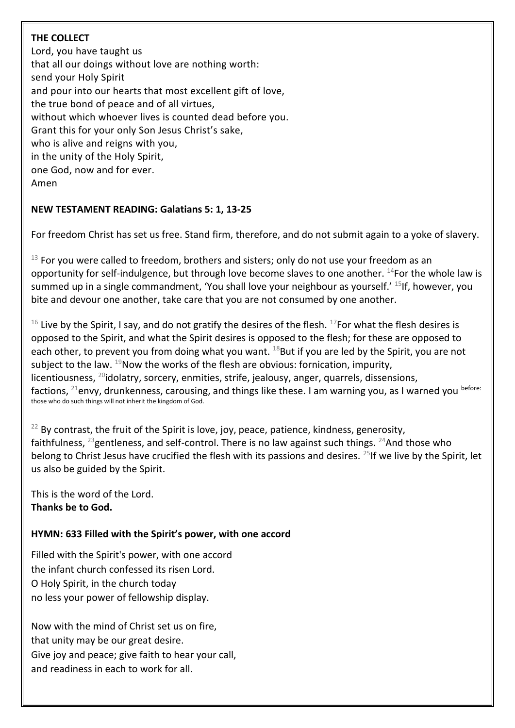**THE COLLECT**

Lord, you have taught us
that all our doings without love are nothing worth:
send your Holy Spirit
and pour into our hearts that most excellent gift of love,
the true bond of peace and of all virtues,
without which whoever lives is counted dead before you.
Grant this for your only Son Jesus Christ's sake,
who is alive and reigns with you,
in the unity of the Holy Spirit,
one God, now and for ever.
Amen

**NEW TESTAMENT READING: Galatians 5: 1, 13-25**

For freedom Christ has set us free. Stand firm, therefore, and do not submit again to a yoke of slavery.

[13] For you were called to freedom, brothers and sisters; only do not use your freedom as an opportunity for self-indulgence, but through love become slaves to one another. [14]For the whole law is summed up in a single commandment, 'You shall love your neighbour as yourself.' [15]If, however, you bite and devour one another, take care that you are not consumed by one another.

[16] Live by the Spirit, I say, and do not gratify the desires of the flesh. [17]For what the flesh desires is opposed to the Spirit, and what the Spirit desires is opposed to the flesh; for these are opposed to each other, to prevent you from doing what you want. [18]But if you are led by the Spirit, you are not subject to the law. [19]Now the works of the flesh are obvious: fornication, impurity, licentiousness, [20]idolatry, sorcery, enmities, strife, jealousy, anger, quarrels, dissensions, factions, [21]envy, drunkenness, carousing, and things like these. I am warning you, as I warned you before: those who do such things will not inherit the kingdom of God.

[22] By contrast, the fruit of the Spirit is love, joy, peace, patience, kindness, generosity, faithfulness, [23]gentleness, and self-control. There is no law against such things. [24]And those who belong to Christ Jesus have crucified the flesh with its passions and desires. [25]If we live by the Spirit, let us also be guided by the Spirit.

This is the word of the Lord.
**Thanks be to God.**

**HYMN: 633 Filled with the Spirit's power, with one accord**

Filled with the Spirit's power, with one accord
the infant church confessed its risen Lord.
O Holy Spirit, in the church today
no less your power of fellowship display.

Now with the mind of Christ set us on fire,
that unity may be our great desire.
Give joy and peace; give faith to hear your call,
and readiness in each to work for all.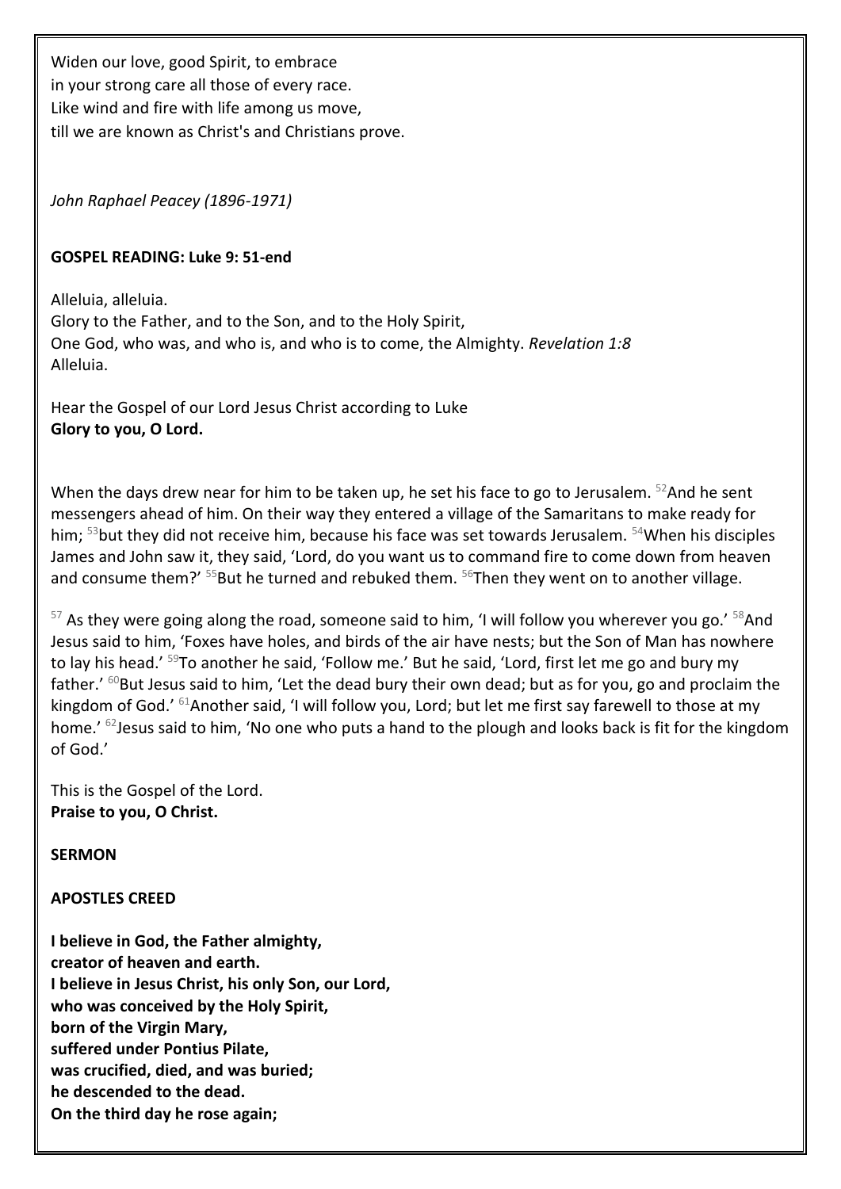Widen our love, good Spirit, to embrace
in your strong care all those of every race.
Like wind and fire with life among us move,
till we are known as Christ's and Christians prove.

*John Raphael Peacey (1896-1971)*

**GOSPEL READING: Luke 9: 51-end**

Alleluia, alleluia.
Glory to the Father, and to the Son, and to the Holy Spirit,
One God, who was, and who is, and who is to come, the Almighty. *Revelation 1:8*
Alleluia.

Hear the Gospel of our Lord Jesus Christ according to Luke
**Glory to you, O Lord.**

When the days drew near for him to be taken up, he set his face to go to Jerusalem. [52]And he sent messengers ahead of him. On their way they entered a village of the Samaritans to make ready for him; [53]but they did not receive him, because his face was set towards Jerusalem. [54]When his disciples James and John saw it, they said, 'Lord, do you want us to command fire to come down from heaven and consume them?' [55]But he turned and rebuked them. [56]Then they went on to another village.

[57] As they were going along the road, someone said to him, 'I will follow you wherever you go.' [58]And Jesus said to him, 'Foxes have holes, and birds of the air have nests; but the Son of Man has nowhere to lay his head.' [59]To another he said, 'Follow me.' But he said, 'Lord, first let me go and bury my father.' [60]But Jesus said to him, 'Let the dead bury their own dead; but as for you, go and proclaim the kingdom of God.' [61]Another said, 'I will follow you, Lord; but let me first say farewell to those at my home.' [62]Jesus said to him, 'No one who puts a hand to the plough and looks back is fit for the kingdom of God.'

This is the Gospel of the Lord.
**Praise to you, O Christ.**

**SERMON**

**APOSTLES CREED**

**I believe in God, the Father almighty,**
**creator of heaven and earth.**
**I believe in Jesus Christ, his only Son, our Lord,**
**who was conceived by the Holy Spirit,**
**born of the Virgin Mary,**
**suffered under Pontius Pilate,**
**was crucified, died, and was buried;**
**he descended to the dead.**
**On the third day he rose again;**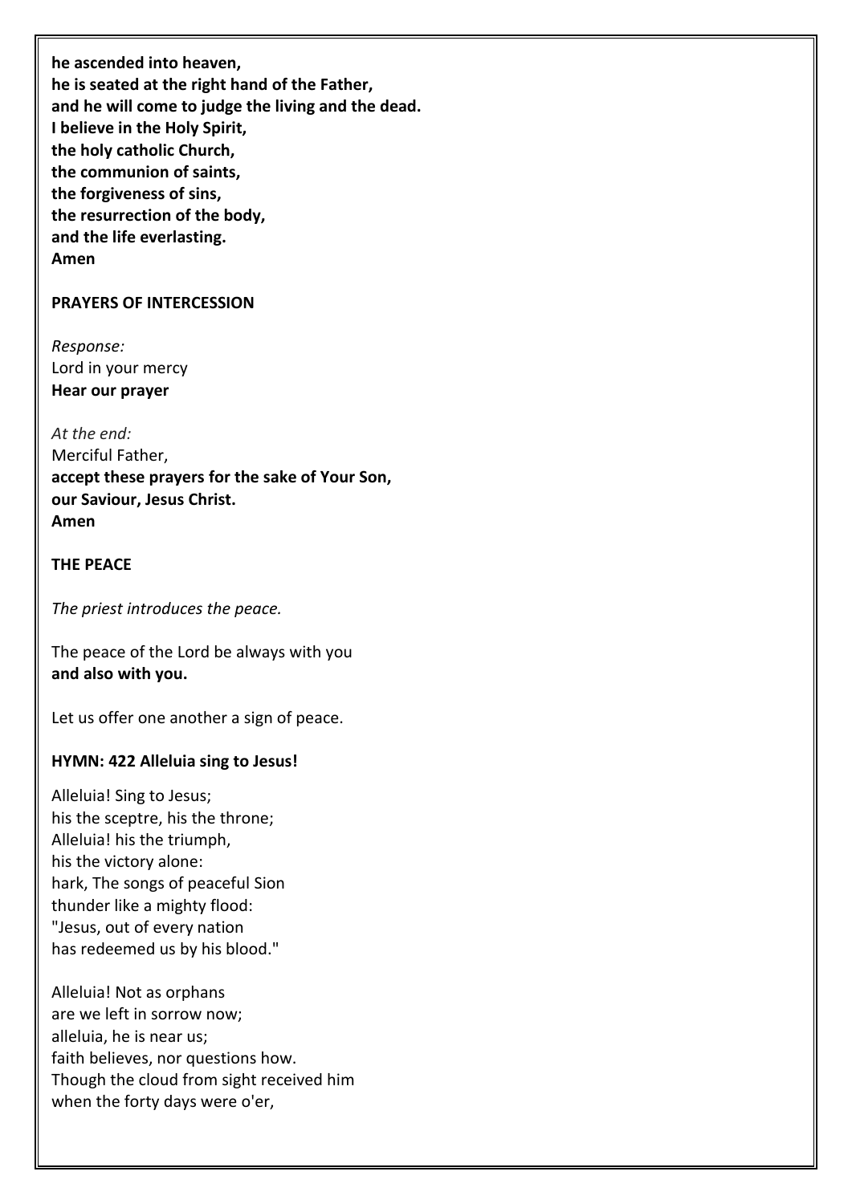**he ascended into heaven,**
**he is seated at the right hand of the Father,**
**and he will come to judge the living and the dead.**
**I believe in the Holy Spirit,**
**the holy catholic Church,**
**the communion of saints,**
**the forgiveness of sins,**
**the resurrection of the body,**
**and the life everlasting.**
**Amen**

**PRAYERS OF INTERCESSION**

*Response:*
Lord in your mercy
**Hear our prayer**

*At the end:*
Merciful Father,
**accept these prayers for the sake of Your Son,**
**our Saviour, Jesus Christ.**
**Amen**

**THE PEACE**

*The priest introduces the peace.*

The peace of the Lord be always with you
**and also with you.**

Let us offer one another a sign of peace.

**HYMN: 422 Alleluia sing to Jesus!**

Alleluia! Sing to Jesus;
his the sceptre, his the throne;
Alleluia! his the triumph,
his the victory alone:
hark, The songs of peaceful Sion
thunder like a mighty flood:
"Jesus, out of every nation
has redeemed us by his blood."

Alleluia! Not as orphans
are we left in sorrow now;
alleluia, he is near us;
faith believes, nor questions how.
Though the cloud from sight received him
when the forty days were o'er,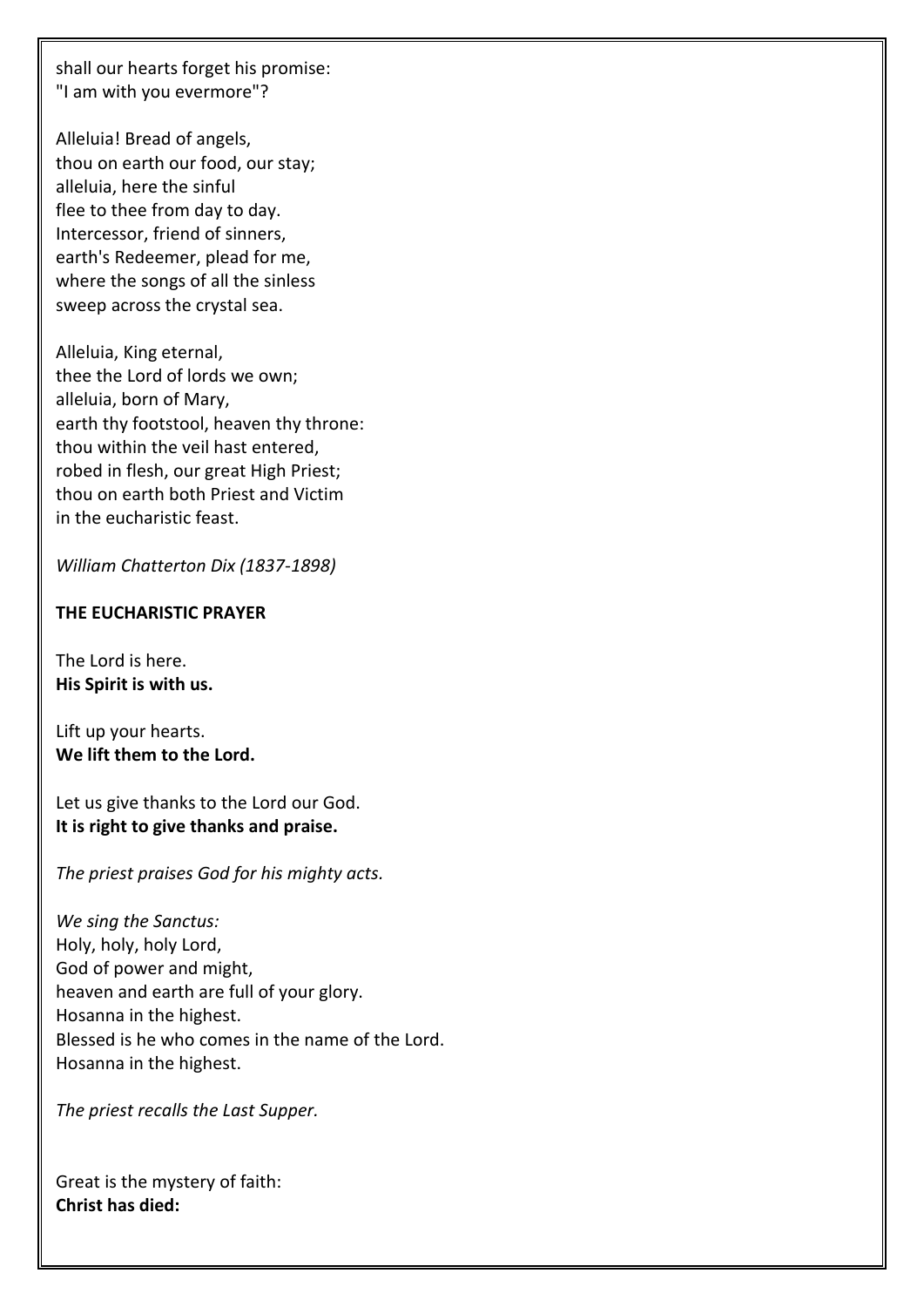shall our hearts forget his promise:
"I am with you evermore"?

Alleluia! Bread of angels,
thou on earth our food, our stay;
alleluia, here the sinful
flee to thee from day to day.
Intercessor, friend of sinners,
earth's Redeemer, plead for me,
where the songs of all the sinless
sweep across the crystal sea.

Alleluia, King eternal,
thee the Lord of lords we own;
alleluia, born of Mary,
earth thy footstool, heaven thy throne:
thou within the veil hast entered,
robed in flesh, our great High Priest;
thou on earth both Priest and Victim
in the eucharistic feast.

*William Chatterton Dix (1837-1898)*

**THE EUCHARISTIC PRAYER**

The Lord is here.
**His Spirit is with us.**

Lift up your hearts.
**We lift them to the Lord.**

Let us give thanks to the Lord our God.
**It is right to give thanks and praise.**

*The priest praises God for his mighty acts.*

*We sing the Sanctus:*
Holy, holy, holy Lord,
God of power and might,
heaven and earth are full of your glory.
Hosanna in the highest.
Blessed is he who comes in the name of the Lord.
Hosanna in the highest.

*The priest recalls the Last Supper.*

Great is the mystery of faith:
**Christ has died:**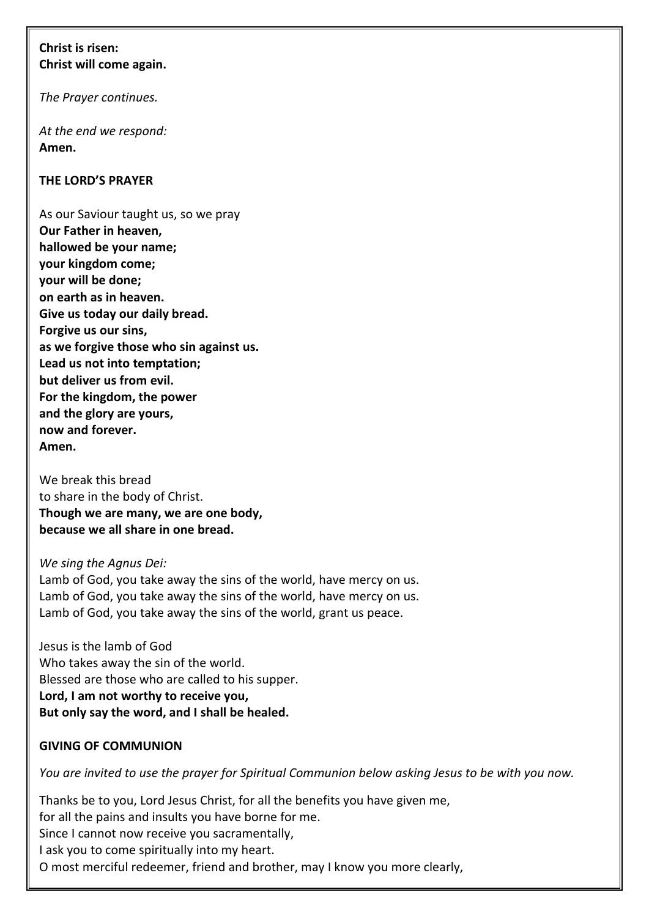**Christ is risen:**
**Christ will come again.**

*The Prayer continues.*

*At the end we respond:*
**Amen.**

**THE LORD'S PRAYER**

As our Saviour taught us, so we pray
**Our Father in heaven,**
**hallowed be your name;**
**your kingdom come;**
**your will be done;**
**on earth as in heaven.**
**Give us today our daily bread.**
**Forgive us our sins,**
**as we forgive those who sin against us.**
**Lead us not into temptation;**
**but deliver us from evil.**
**For the kingdom, the power**
**and the glory are yours,**
**now and forever.**
**Amen.**

We break this bread
to share in the body of Christ.
**Though we are many, we are one body,**
**because we all share in one bread.**

*We sing the Agnus Dei:*
Lamb of God, you take away the sins of the world, have mercy on us.
Lamb of God, you take away the sins of the world, have mercy on us.
Lamb of God, you take away the sins of the world, grant us peace.

Jesus is the lamb of God
Who takes away the sin of the world.
Blessed are those who are called to his supper.
**Lord, I am not worthy to receive you,**
**But only say the word, and I shall be healed.**

**GIVING OF COMMUNION**

*You are invited to use the prayer for Spiritual Communion below asking Jesus to be with you now.*

Thanks be to you, Lord Jesus Christ, for all the benefits you have given me,
for all the pains and insults you have borne for me.
Since I cannot now receive you sacramentally,
I ask you to come spiritually into my heart.
O most merciful redeemer, friend and brother, may I know you more clearly,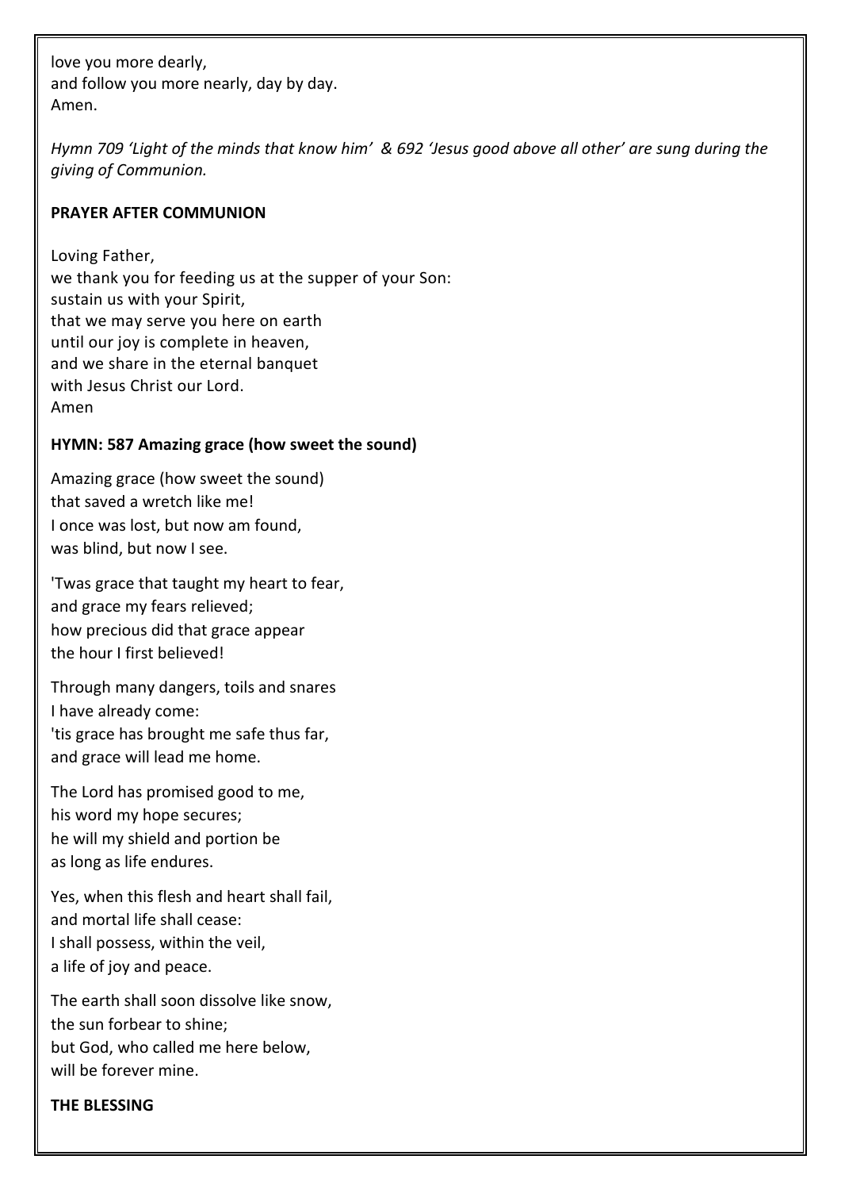love you more dearly,
and follow you more nearly, day by day.
Amen.

*Hymn 709 'Light of the minds that know him' & 692 'Jesus good above all other' are sung during the giving of Communion.*

**PRAYER AFTER COMMUNION**

Loving Father,
we thank you for feeding us at the supper of your Son:
sustain us with your Spirit,
that we may serve you here on earth
until our joy is complete in heaven,
and we share in the eternal banquet
with Jesus Christ our Lord.
Amen

**HYMN: 587 Amazing grace (how sweet the sound)**

Amazing grace (how sweet the sound)
that saved a wretch like me!
I once was lost, but now am found,
was blind, but now I see.

'Twas grace that taught my heart to fear,
and grace my fears relieved;
how precious did that grace appear
the hour I first believed!

Through many dangers, toils and snares
I have already come:
'tis grace has brought me safe thus far,
and grace will lead me home.

The Lord has promised good to me,
his word my hope secures;
he will my shield and portion be
as long as life endures.

Yes, when this flesh and heart shall fail,
and mortal life shall cease:
I shall possess, within the veil,
a life of joy and peace.

The earth shall soon dissolve like snow,
the sun forbear to shine;
but God, who called me here below,
will be forever mine.

**THE BLESSING**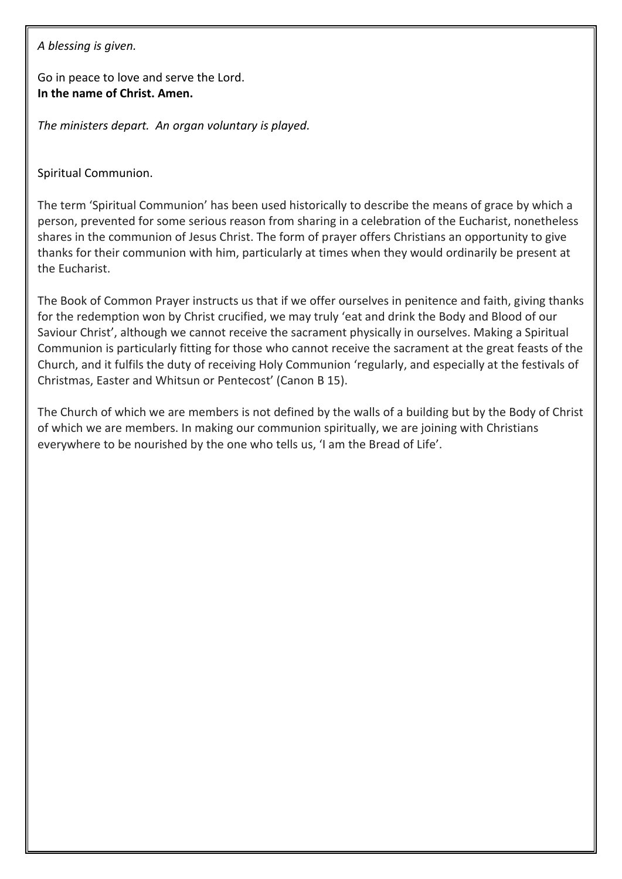*A blessing is given.*

Go in peace to love and serve the Lord.
**In the name of Christ. Amen.**

*The ministers depart. An organ voluntary is played.*

Spiritual Communion.

The term 'Spiritual Communion' has been used historically to describe the means of grace by which a person, prevented for some serious reason from sharing in a celebration of the Eucharist, nonetheless shares in the communion of Jesus Christ. The form of prayer offers Christians an opportunity to give thanks for their communion with him, particularly at times when they would ordinarily be present at the Eucharist.

The Book of Common Prayer instructs us that if we offer ourselves in penitence and faith, giving thanks for the redemption won by Christ crucified, we may truly 'eat and drink the Body and Blood of our Saviour Christ', although we cannot receive the sacrament physically in ourselves. Making a Spiritual Communion is particularly fitting for those who cannot receive the sacrament at the great feasts of the Church, and it fulfils the duty of receiving Holy Communion 'regularly, and especially at the festivals of Christmas, Easter and Whitsun or Pentecost' (Canon B 15).

The Church of which we are members is not defined by the walls of a building but by the Body of Christ of which we are members. In making our communion spiritually, we are joining with Christians everywhere to be nourished by the one who tells us, 'I am the Bread of Life'.